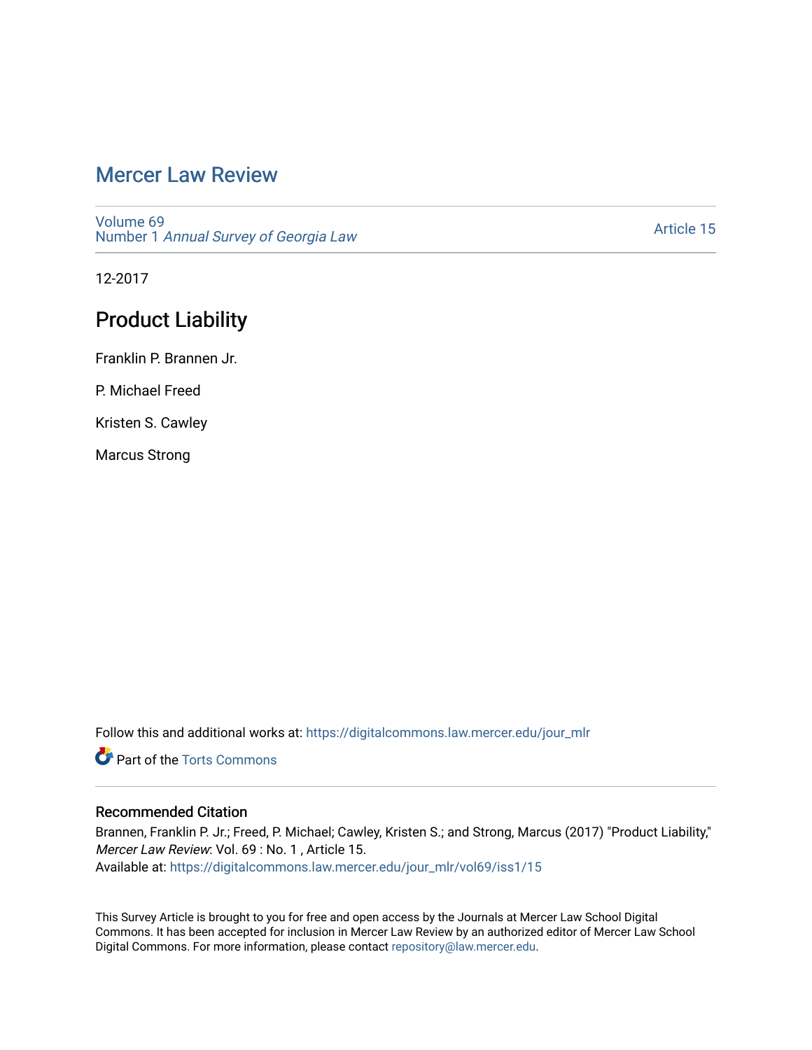# Mercer Law Review

Volume 69
Number 1 *Annual Survey of Georgia Law*

Article 15

12-2017

## Product Liability

Franklin P. Brannen Jr.

P. Michael Freed

Kristen S. Cawley

Marcus Strong

Follow this and additional works at: https://digitalcommons.law.mercer.edu/jour_mlr

Part of the Torts Commons

### Recommended Citation

Brannen, Franklin P. Jr.; Freed, P. Michael; Cawley, Kristen S.; and Strong, Marcus (2017) "Product Liability," *Mercer Law Review*: Vol. 69 : No. 1 , Article 15.
Available at: https://digitalcommons.law.mercer.edu/jour_mlr/vol69/iss1/15

This Survey Article is brought to you for free and open access by the Journals at Mercer Law School Digital Commons. It has been accepted for inclusion in Mercer Law Review by an authorized editor of Mercer Law School Digital Commons. For more information, please contact repository@law.mercer.edu.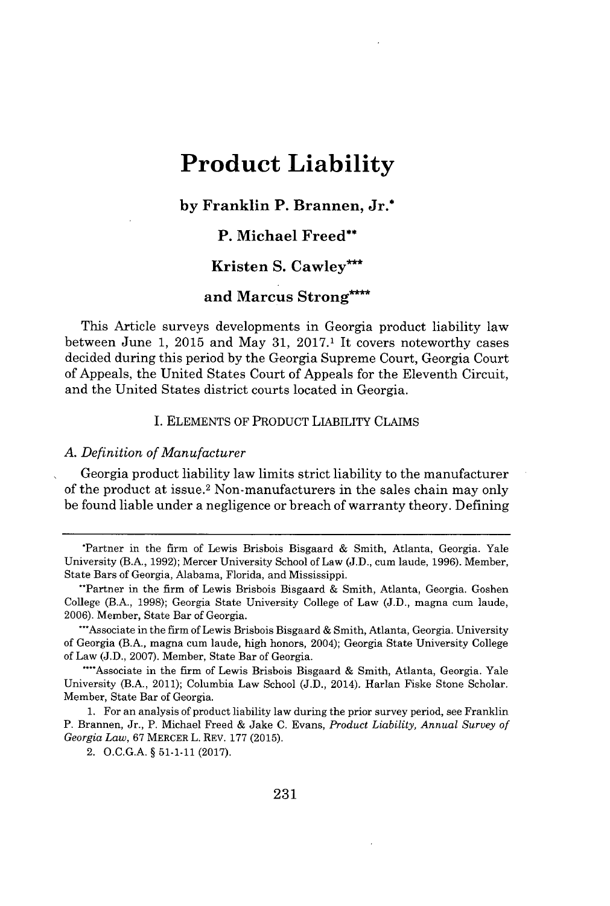# Product Liability

**by Franklin P. Brannen, Jr.\***

**P. Michael Freed\*\***

**Kristen S. Cawley\*\*\***

**and Marcus Strong\*\*\*\***

This Article surveys developments in Georgia product liability law between June 1, 2015 and May 31, 2017.[1] It covers noteworthy cases decided during this period by the Georgia Supreme Court, Georgia Court of Appeals, the United States Court of Appeals for the Eleventh Circuit, and the United States district courts located in Georgia.

## I. ELEMENTS OF PRODUCT LIABILITY CLAIMS

### *A. Definition of Manufacturer*

Georgia product liability law limits strict liability to the manufacturer of the product at issue.[2] Non-manufacturers in the sales chain may only be found liable under a negligence or breach of warranty theory. Defining

---

\*Partner in the firm of Lewis Brisbois Bisgaard & Smith, Atlanta, Georgia. Yale University (B.A., 1992); Mercer University School of Law (J.D., cum laude, 1996). Member, State Bars of Georgia, Alabama, Florida, and Mississippi.

\*\*Partner in the firm of Lewis Brisbois Bisgaard & Smith, Atlanta, Georgia. Goshen College (B.A., 1998); Georgia State University College of Law (J.D., magna cum laude, 2006). Member, State Bar of Georgia.

\*\*\*Associate in the firm of Lewis Brisbois Bisgaard & Smith, Atlanta, Georgia. University of Georgia (B.A., magna cum laude, high honors, 2004); Georgia State University College of Law (J.D., 2007). Member, State Bar of Georgia.

\*\*\*\*Associate in the firm of Lewis Brisbois Bisgaard & Smith, Atlanta, Georgia. Yale University (B.A., 2011); Columbia Law School (J.D., 2014). Harlan Fiske Stone Scholar. Member, State Bar of Georgia.

1. For an analysis of product liability law during the prior survey period, see Franklin P. Brannen, Jr., P. Michael Freed & Jake C. Evans, *Product Liability, Annual Survey of Georgia Law*, 67 MERCER L. REV. 177 (2015).

2. O.C.G.A. § 51-1-11 (2017).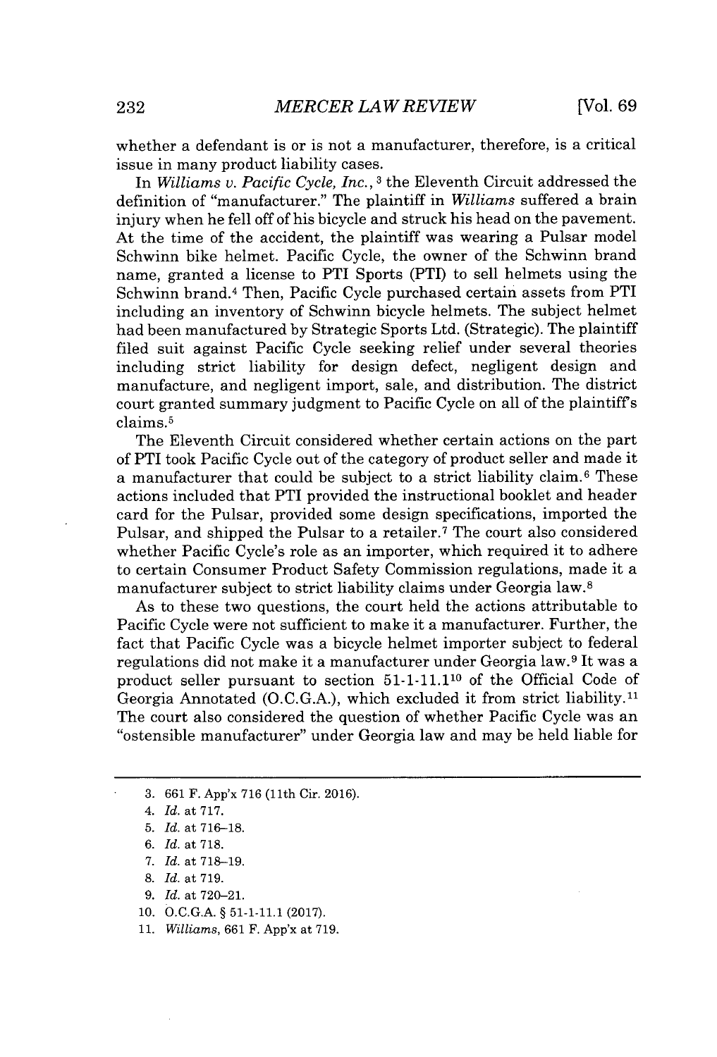whether a defendant is or is not a manufacturer, therefore, is a critical issue in many product liability cases.

In *Williams v. Pacific Cycle, Inc.*,[3] the Eleventh Circuit addressed the definition of "manufacturer." The plaintiff in *Williams* suffered a brain injury when he fell off of his bicycle and struck his head on the pavement. At the time of the accident, the plaintiff was wearing a Pulsar model Schwinn bike helmet. Pacific Cycle, the owner of the Schwinn brand name, granted a license to PTI Sports (PTI) to sell helmets using the Schwinn brand.[4] Then, Pacific Cycle purchased certain assets from PTI including an inventory of Schwinn bicycle helmets. The subject helmet had been manufactured by Strategic Sports Ltd. (Strategic). The plaintiff filed suit against Pacific Cycle seeking relief under several theories including strict liability for design defect, negligent design and manufacture, and negligent import, sale, and distribution. The district court granted summary judgment to Pacific Cycle on all of the plaintiff's claims.[5]

The Eleventh Circuit considered whether certain actions on the part of PTI took Pacific Cycle out of the category of product seller and made it a manufacturer that could be subject to a strict liability claim.[6] These actions included that PTI provided the instructional booklet and header card for the Pulsar, provided some design specifications, imported the Pulsar, and shipped the Pulsar to a retailer.[7] The court also considered whether Pacific Cycle's role as an importer, which required it to adhere to certain Consumer Product Safety Commission regulations, made it a manufacturer subject to strict liability claims under Georgia law.[8]

As to these two questions, the court held the actions attributable to Pacific Cycle were not sufficient to make it a manufacturer. Further, the fact that Pacific Cycle was a bicycle helmet importer subject to federal regulations did not make it a manufacturer under Georgia law.[9] It was a product seller pursuant to section 51-1-11.1[10] of the Official Code of Georgia Annotated (O.C.G.A.), which excluded it from strict liability.[11] The court also considered the question of whether Pacific Cycle was an "ostensible manufacturer" under Georgia law and may be held liable for

---

3. 661 F. App'x 716 (11th Cir. 2016).
4. *Id.* at 717.
5. *Id.* at 716–18.
6. *Id.* at 718.
7. *Id.* at 718–19.
8. *Id.* at 719.
9. *Id.* at 720–21.
10. O.C.G.A. § 51-1-11.1 (2017).
11. *Williams*, 661 F. App'x at 719.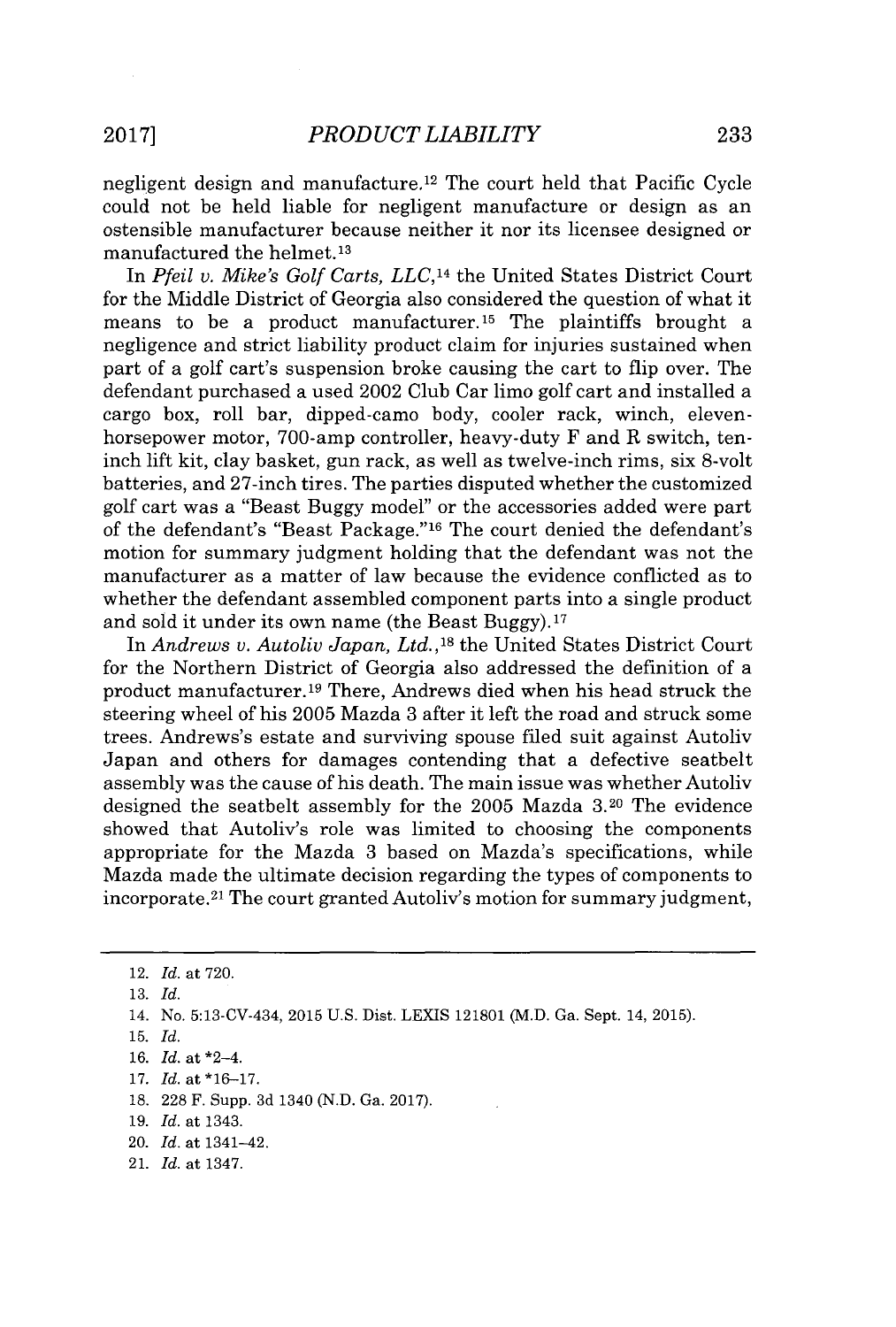negligent design and manufacture.[12] The court held that Pacific Cycle could not be held liable for negligent manufacture or design as an ostensible manufacturer because neither it nor its licensee designed or manufactured the helmet.[13]

In *Pfeil v. Mike's Golf Carts, LLC*,[14] the United States District Court for the Middle District of Georgia also considered the question of what it means to be a product manufacturer.[15] The plaintiffs brought a negligence and strict liability product claim for injuries sustained when part of a golf cart's suspension broke causing the cart to flip over. The defendant purchased a used 2002 Club Car limo golf cart and installed a cargo box, roll bar, dipped-camo body, cooler rack, winch, eleven-horsepower motor, 700-amp controller, heavy-duty F and R switch, ten-inch lift kit, clay basket, gun rack, as well as twelve-inch rims, six 8-volt batteries, and 27-inch tires. The parties disputed whether the customized golf cart was a "Beast Buggy model" or the accessories added were part of the defendant's "Beast Package."[16] The court denied the defendant's motion for summary judgment holding that the defendant was not the manufacturer as a matter of law because the evidence conflicted as to whether the defendant assembled component parts into a single product and sold it under its own name (the Beast Buggy).[17]

In *Andrews v. Autoliv Japan, Ltd.*,[18] the United States District Court for the Northern District of Georgia also addressed the definition of a product manufacturer.[19] There, Andrews died when his head struck the steering wheel of his 2005 Mazda 3 after it left the road and struck some trees. Andrews's estate and surviving spouse filed suit against Autoliv Japan and others for damages contending that a defective seatbelt assembly was the cause of his death. The main issue was whether Autoliv designed the seatbelt assembly for the 2005 Mazda 3.[20] The evidence showed that Autoliv's role was limited to choosing the components appropriate for the Mazda 3 based on Mazda's specifications, while Mazda made the ultimate decision regarding the types of components to incorporate.[21] The court granted Autoliv's motion for summary judgment,

---

12. *Id.* at 720.
13. *Id.*
14. No. 5:13-CV-434, 2015 U.S. Dist. LEXIS 121801 (M.D. Ga. Sept. 14, 2015).
15. *Id.*
16. *Id.* at *2–4.
17. *Id.* at *16–17.
18. 228 F. Supp. 3d 1340 (N.D. Ga. 2017).
19. *Id.* at 1343.
20. *Id.* at 1341–42.
21. *Id.* at 1347.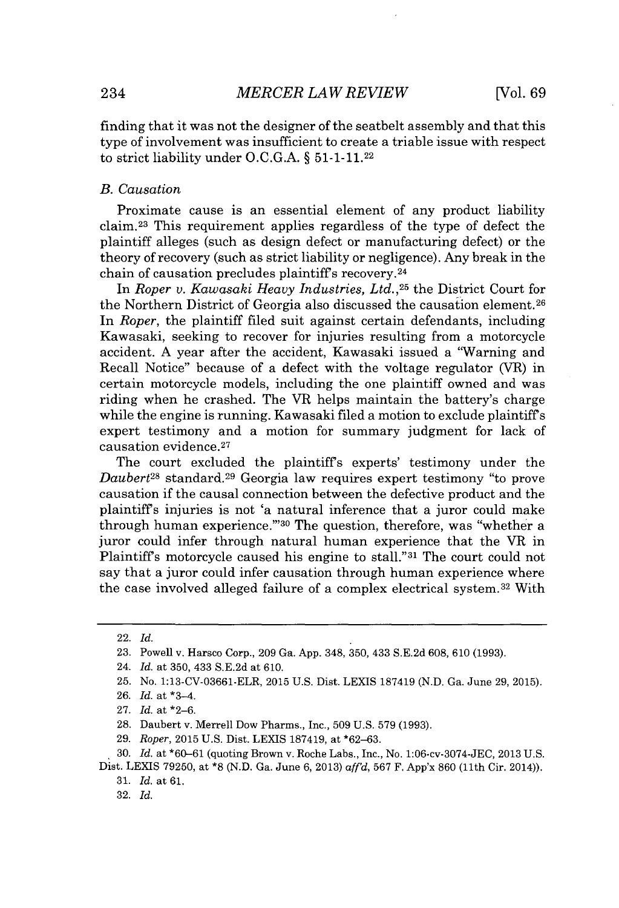finding that it was not the designer of the seatbelt assembly and that this type of involvement was insufficient to create a triable issue with respect to strict liability under O.C.G.A. § 51-1-11.[22]

### *B. Causation*

Proximate cause is an essential element of any product liability claim.[23] This requirement applies regardless of the type of defect the plaintiff alleges (such as design defect or manufacturing defect) or the theory of recovery (such as strict liability or negligence). Any break in the chain of causation precludes plaintiff's recovery.[24]

In *Roper v. Kawasaki Heavy Industries, Ltd.*,[25] the District Court for the Northern District of Georgia also discussed the causation element.[26] In *Roper*, the plaintiff filed suit against certain defendants, including Kawasaki, seeking to recover for injuries resulting from a motorcycle accident. A year after the accident, Kawasaki issued a "Warning and Recall Notice" because of a defect with the voltage regulator (VR) in certain motorcycle models, including the one plaintiff owned and was riding when he crashed. The VR helps maintain the battery's charge while the engine is running. Kawasaki filed a motion to exclude plaintiff's expert testimony and a motion for summary judgment for lack of causation evidence.[27]

The court excluded the plaintiff's experts' testimony under the *Daubert*[28] standard.[29] Georgia law requires expert testimony "to prove causation if the causal connection between the defective product and the plaintiff's injuries is not 'a natural inference that a juror could make through human experience.'"[30] The question, therefore, was "whether a juror could infer through natural human experience that the VR in Plaintiff's motorcycle caused his engine to stall."[31] The court could not say that a juror could infer causation through human experience where the case involved alleged failure of a complex electrical system.[32] With

---

22. *Id.*

23. Powell v. Harsco Corp., 209 Ga. App. 348, 350, 433 S.E.2d 608, 610 (1993).

24. *Id.* at 350, 433 S.E.2d at 610.

25. No. 1:13-CV-03661-ELR, 2015 U.S. Dist. LEXIS 187419 (N.D. Ga. June 29, 2015).

26. *Id.* at *3–4.

27. *Id.* at *2–6.

28. Daubert v. Merrell Dow Pharms., Inc., 509 U.S. 579 (1993).

29. *Roper*, 2015 U.S. Dist. LEXIS 187419, at *62–63.

30. *Id.* at *60–61 (quoting Brown v. Roche Labs., Inc., No. 1:06-cv-3074-JEC, 2013 U.S. Dist. LEXIS 79250, at *8 (N.D. Ga. June 6, 2013) *aff'd*, 567 F. App'x 860 (11th Cir. 2014)).

31. *Id.* at 61.

32. *Id.*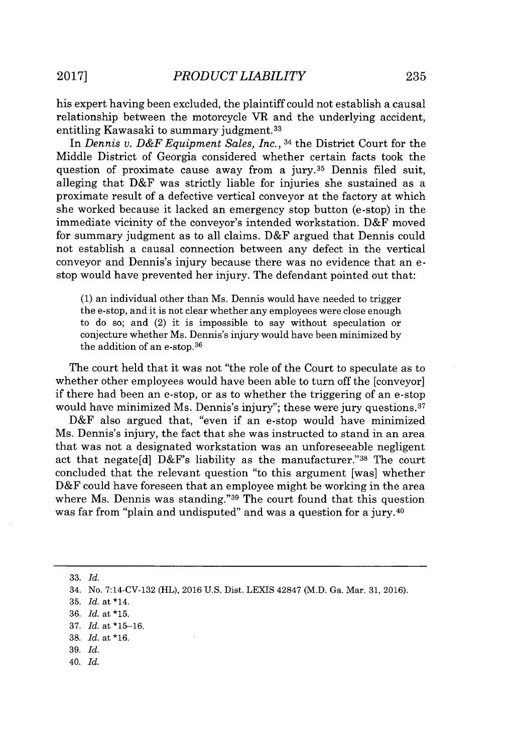his expert having been excluded, the plaintiff could not establish a causal relationship between the motorcycle VR and the underlying accident, entitling Kawasaki to summary judgment.[33]

In *Dennis v. D&F Equipment Sales, Inc.*,[34] the District Court for the Middle District of Georgia considered whether certain facts took the question of proximate cause away from a jury.[35] Dennis filed suit, alleging that D&F was strictly liable for injuries she sustained as a proximate result of a defective vertical conveyor at the factory at which she worked because it lacked an emergency stop button (e-stop) in the immediate vicinity of the conveyor's intended workstation. D&F moved for summary judgment as to all claims. D&F argued that Dennis could not establish a causal connection between any defect in the vertical conveyor and Dennis's injury because there was no evidence that an e-stop would have prevented her injury. The defendant pointed out that:

> (1) an individual other than Ms. Dennis would have needed to trigger the e-stop, and it is not clear whether any employees were close enough to do so; and (2) it is impossible to say without speculation or conjecture whether Ms. Dennis's injury would have been minimized by the addition of an e-stop.[36]

The court held that it was not "the role of the Court to speculate as to whether other employees would have been able to turn off the [conveyor] if there had been an e-stop, or as to whether the triggering of an e-stop would have minimized Ms. Dennis's injury"; these were jury questions.[37]

D&F also argued that, "even if an e-stop would have minimized Ms. Dennis's injury, the fact that she was instructed to stand in an area that was not a designated workstation was an unforeseeable negligent act that negate[d] D&F's liability as the manufacturer."[38] The court concluded that the relevant question "to this argument [was] whether D&F could have foreseen that an employee might be working in the area where Ms. Dennis was standing."[39] The court found that this question was far from "plain and undisputed" and was a question for a jury.[40]

---

33. *Id.*

34. No. 7:14-CV-132 (HL), 2016 U.S. Dist. LEXIS 42847 (M.D. Ga. Mar. 31, 2016).

35. *Id.* at *14.

36. *Id.* at *15.

37. *Id.* at *15–16.

38. *Id.* at *16.

39. *Id.*

40. *Id.*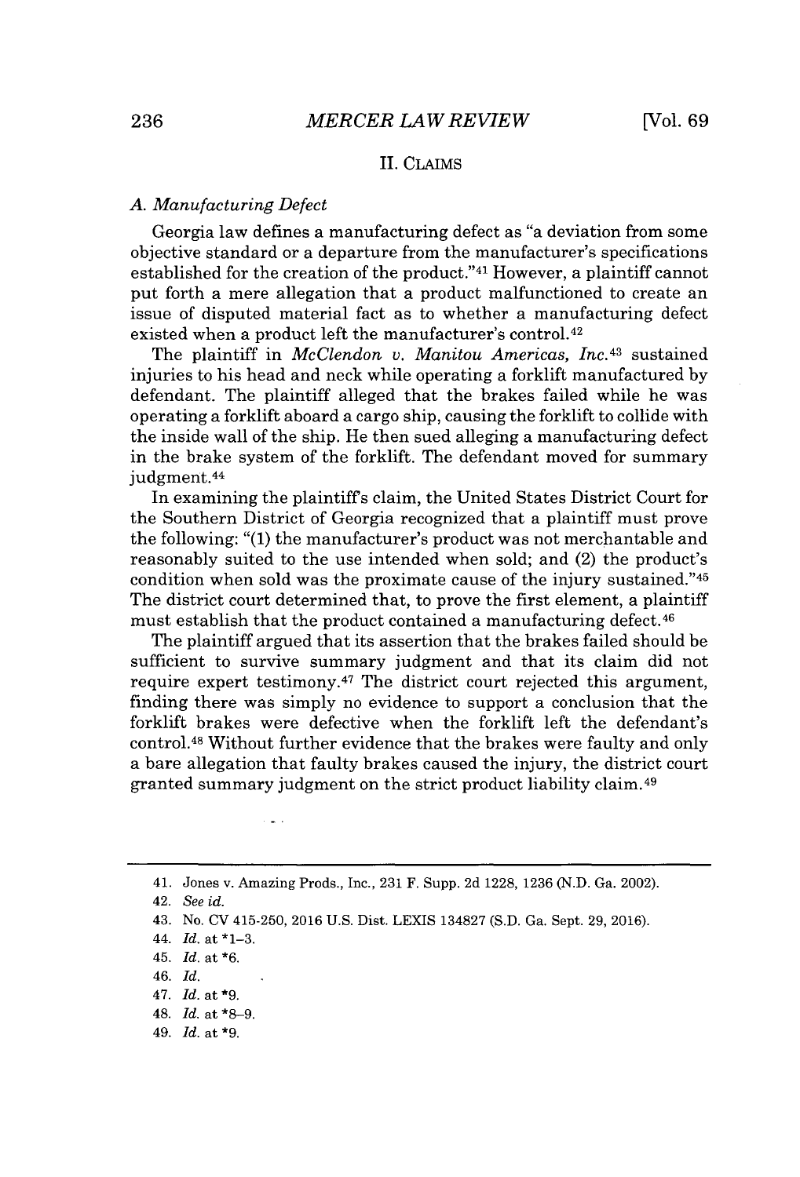## II. CLAIMS

### *A. Manufacturing Defect*

Georgia law defines a manufacturing defect as "a deviation from some objective standard or a departure from the manufacturer's specifications established for the creation of the product."[41] However, a plaintiff cannot put forth a mere allegation that a product malfunctioned to create an issue of disputed material fact as to whether a manufacturing defect existed when a product left the manufacturer's control.[42]

The plaintiff in *McClendon v. Manitou Americas, Inc.*[43] sustained injuries to his head and neck while operating a forklift manufactured by defendant. The plaintiff alleged that the brakes failed while he was operating a forklift aboard a cargo ship, causing the forklift to collide with the inside wall of the ship. He then sued alleging a manufacturing defect in the brake system of the forklift. The defendant moved for summary judgment.[44]

In examining the plaintiff's claim, the United States District Court for the Southern District of Georgia recognized that a plaintiff must prove the following: "(1) the manufacturer's product was not merchantable and reasonably suited to the use intended when sold; and (2) the product's condition when sold was the proximate cause of the injury sustained."[45] The district court determined that, to prove the first element, a plaintiff must establish that the product contained a manufacturing defect.[46]

The plaintiff argued that its assertion that the brakes failed should be sufficient to survive summary judgment and that its claim did not require expert testimony.[47] The district court rejected this argument, finding there was simply no evidence to support a conclusion that the forklift brakes were defective when the forklift left the defendant's control.[48] Without further evidence that the brakes were faulty and only a bare allegation that faulty brakes caused the injury, the district court granted summary judgment on the strict product liability claim.[49]

---

41. Jones v. Amazing Prods., Inc., 231 F. Supp. 2d 1228, 1236 (N.D. Ga. 2002).
42. *See id.*
43. No. CV 415-250, 2016 U.S. Dist. LEXIS 134827 (S.D. Ga. Sept. 29, 2016).
44. *Id.* at *1–3.
45. *Id.* at *6.
46. *Id.*
47. *Id.* at *9.
48. *Id.* at *8–9.
49. *Id.* at *9.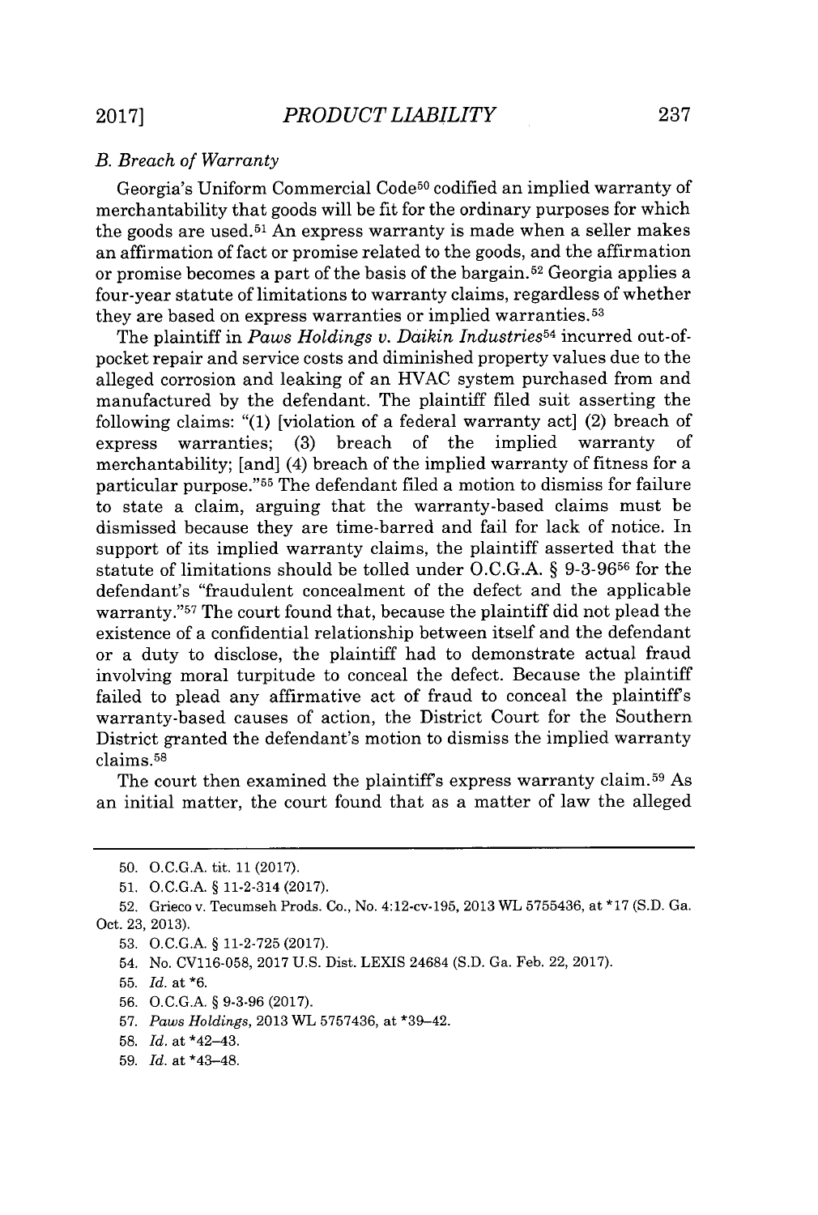### *B. Breach of Warranty*

Georgia's Uniform Commercial Code[50] codified an implied warranty of merchantability that goods will be fit for the ordinary purposes for which the goods are used.[51] An express warranty is made when a seller makes an affirmation of fact or promise related to the goods, and the affirmation or promise becomes a part of the basis of the bargain.[52] Georgia applies a four-year statute of limitations to warranty claims, regardless of whether they are based on express warranties or implied warranties.[53]

The plaintiff in *Paws Holdings v. Daikin Industries*[54] incurred out-of-pocket repair and service costs and diminished property values due to the alleged corrosion and leaking of an HVAC system purchased from and manufactured by the defendant. The plaintiff filed suit asserting the following claims: "(1) [violation of a federal warranty act] (2) breach of express warranties; (3) breach of the implied warranty of merchantability; [and] (4) breach of the implied warranty of fitness for a particular purpose."[55] The defendant filed a motion to dismiss for failure to state a claim, arguing that the warranty-based claims must be dismissed because they are time-barred and fail for lack of notice. In support of its implied warranty claims, the plaintiff asserted that the statute of limitations should be tolled under O.C.G.A. § 9-3-96[56] for the defendant's "fraudulent concealment of the defect and the applicable warranty."[57] The court found that, because the plaintiff did not plead the existence of a confidential relationship between itself and the defendant or a duty to disclose, the plaintiff had to demonstrate actual fraud involving moral turpitude to conceal the defect. Because the plaintiff failed to plead any affirmative act of fraud to conceal the plaintiff's warranty-based causes of action, the District Court for the Southern District granted the defendant's motion to dismiss the implied warranty claims.[58]

The court then examined the plaintiff's express warranty claim.[59] As an initial matter, the court found that as a matter of law the alleged

---

50. O.C.G.A. tit. 11 (2017).

51. O.C.G.A. § 11-2-314 (2017).

52. Grieco v. Tecumseh Prods. Co., No. 4:12-cv-195, 2013 WL 5755436, at *17 (S.D. Ga. Oct. 23, 2013).

53. O.C.G.A. § 11-2-725 (2017).

54. No. CV116-058, 2017 U.S. Dist. LEXIS 24684 (S.D. Ga. Feb. 22, 2017).

55. *Id.* at *6.

56. O.C.G.A. § 9-3-96 (2017).

57. *Paws Holdings*, 2013 WL 5757436, at *39–42.

58. *Id.* at *42–43.

59. *Id.* at *43–48.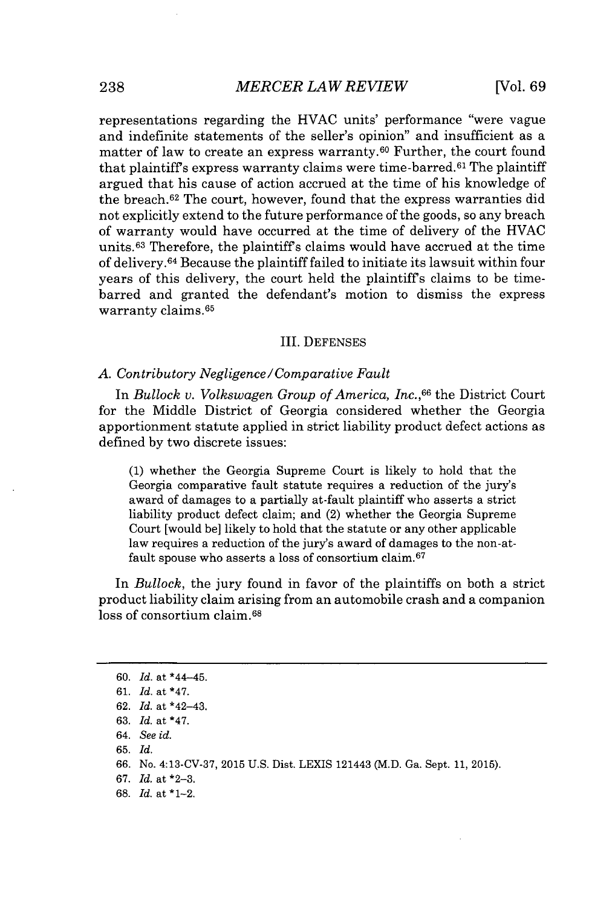representations regarding the HVAC units' performance "were vague and indefinite statements of the seller's opinion" and insufficient as a matter of law to create an express warranty.[60] Further, the court found that plaintiff's express warranty claims were time-barred.[61] The plaintiff argued that his cause of action accrued at the time of his knowledge of the breach.[62] The court, however, found that the express warranties did not explicitly extend to the future performance of the goods, so any breach of warranty would have occurred at the time of delivery of the HVAC units.[63] Therefore, the plaintiff's claims would have accrued at the time of delivery.[64] Because the plaintiff failed to initiate its lawsuit within four years of this delivery, the court held the plaintiff's claims to be time-barred and granted the defendant's motion to dismiss the express warranty claims.[65]

## III. DEFENSES

### *A. Contributory Negligence/Comparative Fault*

In *Bullock v. Volkswagen Group of America, Inc.*,[66] the District Court for the Middle District of Georgia considered whether the Georgia apportionment statute applied in strict liability product defect actions as defined by two discrete issues:

> (1) whether the Georgia Supreme Court is likely to hold that the Georgia comparative fault statute requires a reduction of the jury's award of damages to a partially at-fault plaintiff who asserts a strict liability product defect claim; and (2) whether the Georgia Supreme Court [would be] likely to hold that the statute or any other applicable law requires a reduction of the jury's award of damages to the non-at-fault spouse who asserts a loss of consortium claim.[67]

In *Bullock*, the jury found in favor of the plaintiffs on both a strict product liability claim arising from an automobile crash and a companion loss of consortium claim.[68]

---

60. *Id.* at *44–45.
61. *Id.* at *47.
62. *Id.* at *42–43.
63. *Id.* at *47.
64. *See id.*
65. *Id.*
66. No. 4:13-CV-37, 2015 U.S. Dist. LEXIS 121443 (M.D. Ga. Sept. 11, 2015).
67. *Id.* at *2–3.
68. *Id.* at *1–2.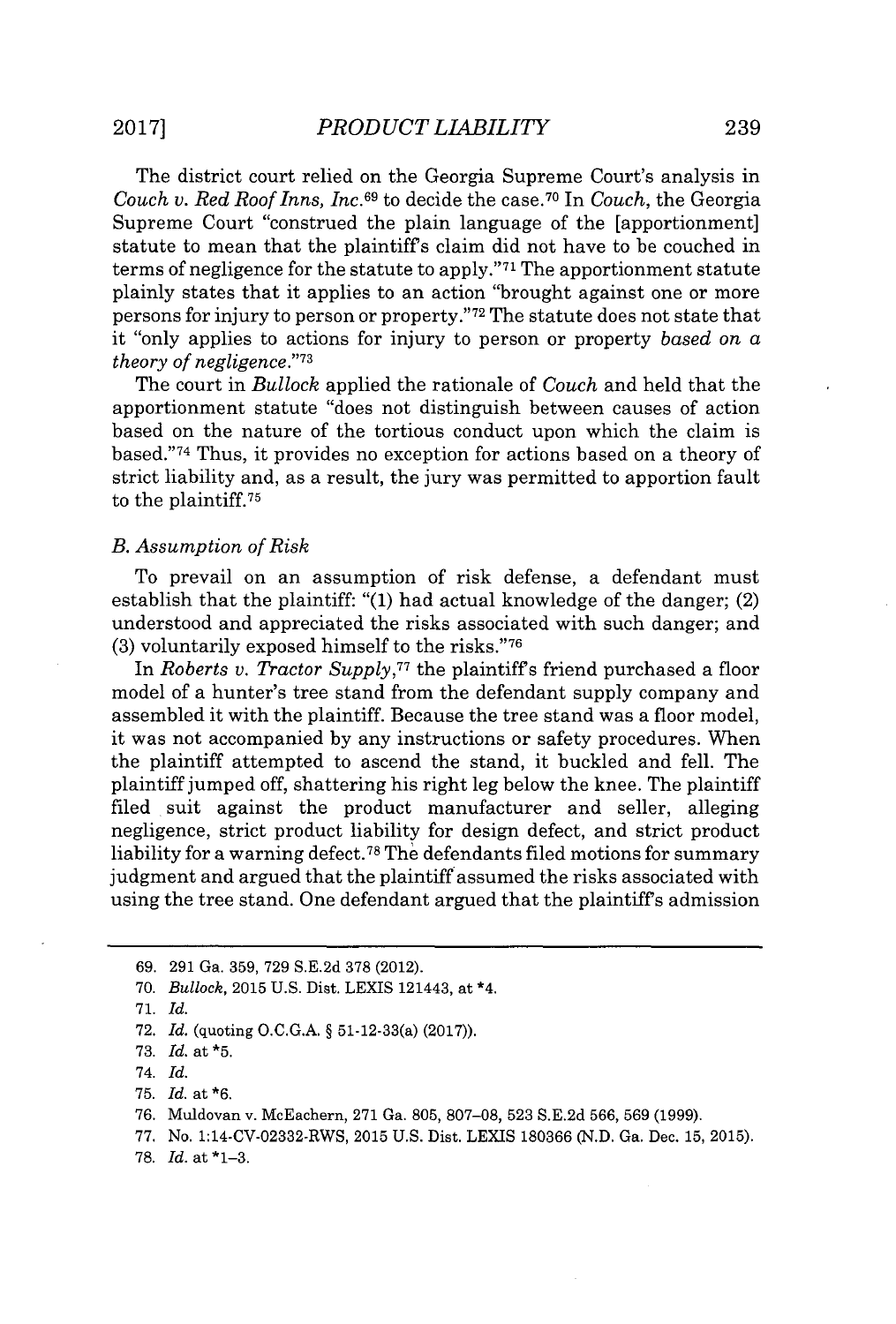The district court relied on the Georgia Supreme Court's analysis in *Couch v. Red Roof Inns, Inc.*[69] to decide the case.[70] In *Couch*, the Georgia Supreme Court "construed the plain language of the [apportionment] statute to mean that the plaintiff's claim did not have to be couched in terms of negligence for the statute to apply."[71] The apportionment statute plainly states that it applies to an action "brought against one or more persons for injury to person or property."[72] The statute does not state that it "only applies to actions for injury to person or property *based on a theory of negligence*."[73]

The court in *Bullock* applied the rationale of *Couch* and held that the apportionment statute "does not distinguish between causes of action based on the nature of the tortious conduct upon which the claim is based."[74] Thus, it provides no exception for actions based on a theory of strict liability and, as a result, the jury was permitted to apportion fault to the plaintiff.[75]

### *B. Assumption of Risk*

To prevail on an assumption of risk defense, a defendant must establish that the plaintiff: "(1) had actual knowledge of the danger; (2) understood and appreciated the risks associated with such danger; and (3) voluntarily exposed himself to the risks."[76]

In *Roberts v. Tractor Supply*,[77] the plaintiff's friend purchased a floor model of a hunter's tree stand from the defendant supply company and assembled it with the plaintiff. Because the tree stand was a floor model, it was not accompanied by any instructions or safety procedures. When the plaintiff attempted to ascend the stand, it buckled and fell. The plaintiff jumped off, shattering his right leg below the knee. The plaintiff filed suit against the product manufacturer and seller, alleging negligence, strict product liability for design defect, and strict product liability for a warning defect.[78] The defendants filed motions for summary judgment and argued that the plaintiff assumed the risks associated with using the tree stand. One defendant argued that the plaintiff's admission

---

69. 291 Ga. 359, 729 S.E.2d 378 (2012).
70. *Bullock*, 2015 U.S. Dist. LEXIS 121443, at *4.
71. *Id.*
72. *Id.* (quoting O.C.G.A. § 51-12-33(a) (2017)).
73. *Id.* at *5.
74. *Id.*
75. *Id.* at *6.
76. Muldovan v. McEachern, 271 Ga. 805, 807–08, 523 S.E.2d 566, 569 (1999).
77. No. 1:14-CV-02332-RWS, 2015 U.S. Dist. LEXIS 180366 (N.D. Ga. Dec. 15, 2015).
78. *Id.* at *1–3.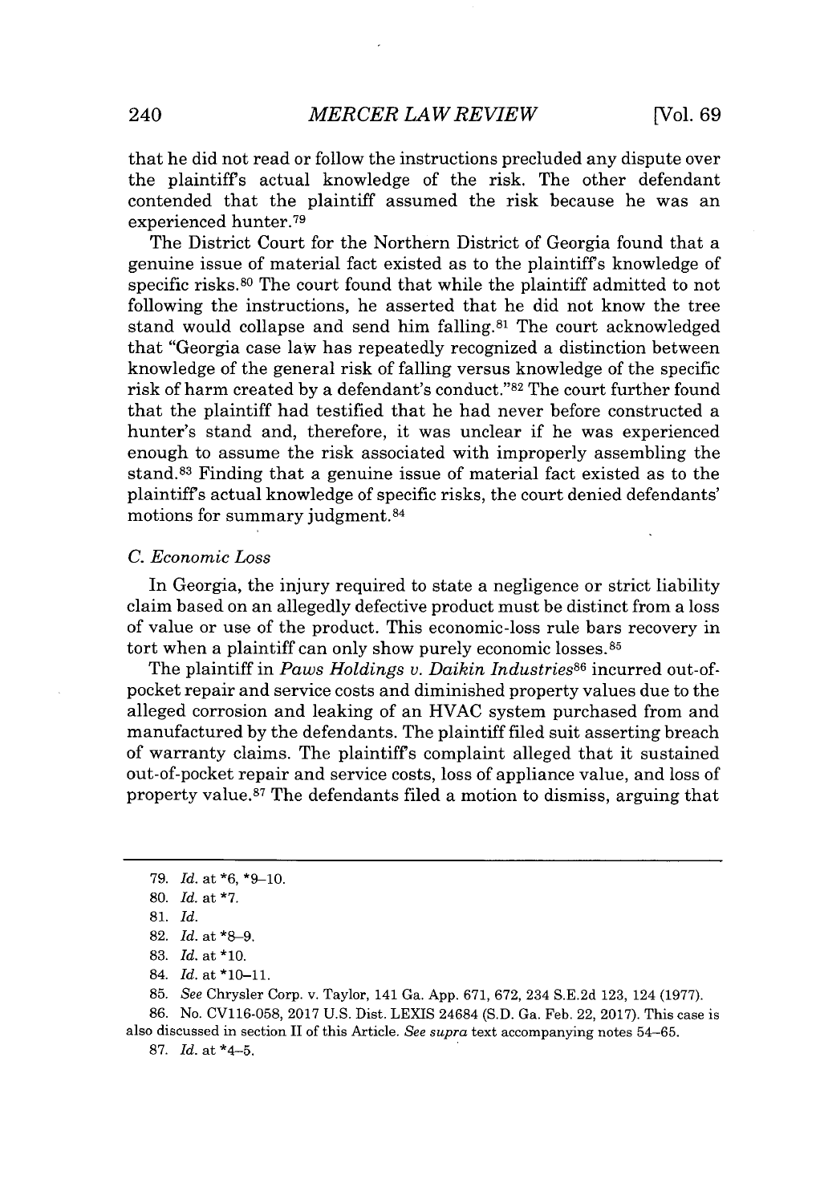that he did not read or follow the instructions precluded any dispute over the plaintiff's actual knowledge of the risk. The other defendant contended that the plaintiff assumed the risk because he was an experienced hunter.[79]

The District Court for the Northern District of Georgia found that a genuine issue of material fact existed as to the plaintiff's knowledge of specific risks.[80] The court found that while the plaintiff admitted to not following the instructions, he asserted that he did not know the tree stand would collapse and send him falling.[81] The court acknowledged that "Georgia case law has repeatedly recognized a distinction between knowledge of the general risk of falling versus knowledge of the specific risk of harm created by a defendant's conduct."[82] The court further found that the plaintiff had testified that he had never before constructed a hunter's stand and, therefore, it was unclear if he was experienced enough to assume the risk associated with improperly assembling the stand.[83] Finding that a genuine issue of material fact existed as to the plaintiff's actual knowledge of specific risks, the court denied defendants' motions for summary judgment.[84]

### *C. Economic Loss*

In Georgia, the injury required to state a negligence or strict liability claim based on an allegedly defective product must be distinct from a loss of value or use of the product. This economic-loss rule bars recovery in tort when a plaintiff can only show purely economic losses.[85]

The plaintiff in *Paws Holdings v. Daikin Industries*[86] incurred out-of-pocket repair and service costs and diminished property values due to the alleged corrosion and leaking of an HVAC system purchased from and manufactured by the defendants. The plaintiff filed suit asserting breach of warranty claims. The plaintiff's complaint alleged that it sustained out-of-pocket repair and service costs, loss of appliance value, and loss of property value.[87] The defendants filed a motion to dismiss, arguing that

---

79. *Id.* at *6, *9–10.

80. *Id.* at *7.

81. *Id.*

82. *Id.* at *8–9.

83. *Id.* at *10.

84. *Id.* at *10–11.

85. *See* Chrysler Corp. v. Taylor, 141 Ga. App. 671, 672, 234 S.E.2d 123, 124 (1977).

86. No. CV116-058, 2017 U.S. Dist. LEXIS 24684 (S.D. Ga. Feb. 22, 2017). This case is also discussed in section II of this Article. *See supra* text accompanying notes 54–65.

87. *Id.* at *4–5.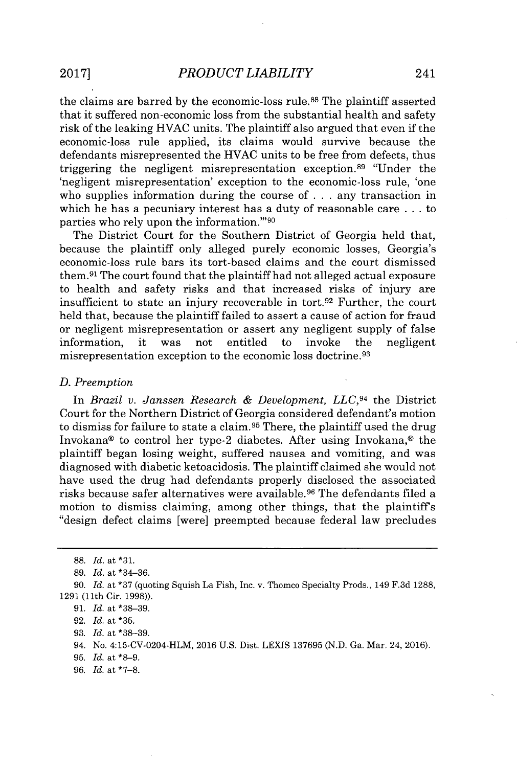the claims are barred by the economic-loss rule.[88] The plaintiff asserted that it suffered non-economic loss from the substantial health and safety risk of the leaking HVAC units. The plaintiff also argued that even if the economic-loss rule applied, its claims would survive because the defendants misrepresented the HVAC units to be free from defects, thus triggering the negligent misrepresentation exception.[89] "Under the 'negligent misrepresentation' exception to the economic-loss rule, 'one who supplies information during the course of . . . any transaction in which he has a pecuniary interest has a duty of reasonable care . . . to parties who rely upon the information.'"[90]

The District Court for the Southern District of Georgia held that, because the plaintiff only alleged purely economic losses, Georgia's economic-loss rule bars its tort-based claims and the court dismissed them.[91] The court found that the plaintiff had not alleged actual exposure to health and safety risks and that increased risks of injury are insufficient to state an injury recoverable in tort.[92] Further, the court held that, because the plaintiff failed to assert a cause of action for fraud or negligent misrepresentation or assert any negligent supply of false information, it was not entitled to invoke the negligent misrepresentation exception to the economic loss doctrine.[93]

*D. Preemption*

In *Brazil v. Janssen Research & Development, LLC*,[94] the District Court for the Northern District of Georgia considered defendant's motion to dismiss for failure to state a claim.[95] There, the plaintiff used the drug Invokana® to control her type-2 diabetes. After using Invokana,® the plaintiff began losing weight, suffered nausea and vomiting, and was diagnosed with diabetic ketoacidosis. The plaintiff claimed she would not have used the drug had defendants properly disclosed the associated risks because safer alternatives were available.[96] The defendants filed a motion to dismiss claiming, among other things, that the plaintiff's "design defect claims [were] preempted because federal law precludes

---

88. *Id.* at *31.

89. *Id.* at *34–36.

90. *Id.* at *37 (quoting Squish La Fish, Inc. v. Thomco Specialty Prods., 149 F.3d 1288, 1291 (11th Cir. 1998)).

91. *Id.* at *38–39.

92. *Id.* at *35.

93. *Id.* at *38–39.

94. No. 4:15-CV-0204-HLM, 2016 U.S. Dist. LEXIS 137695 (N.D. Ga. Mar. 24, 2016).

95. *Id.* at *8–9.

96. *Id.* at *7–8.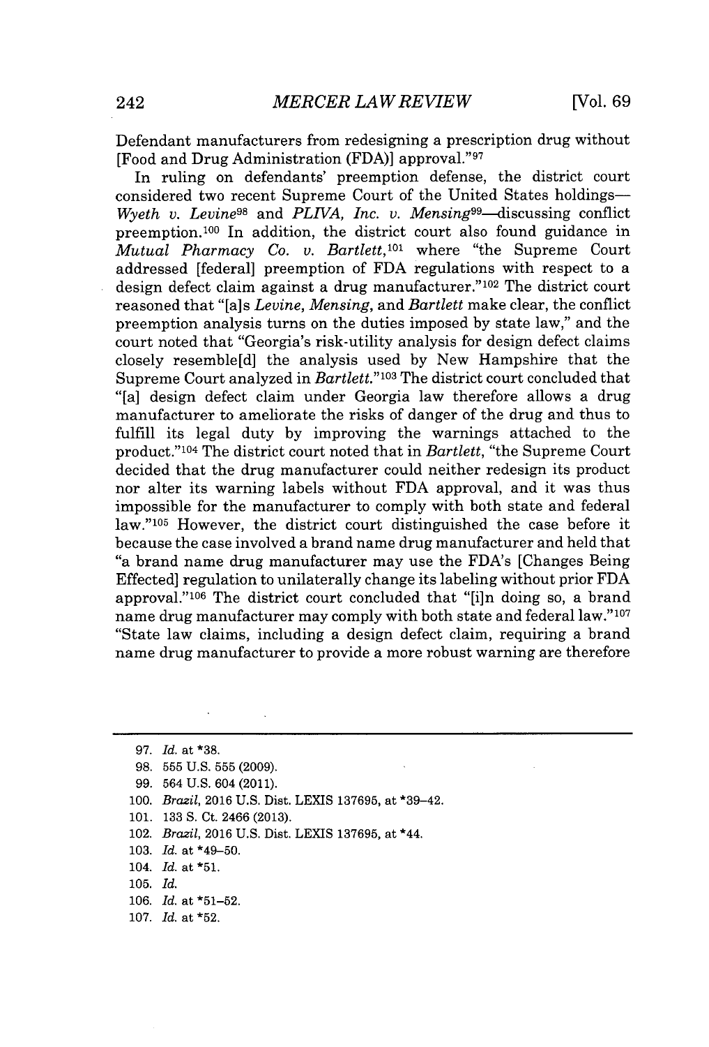Defendant manufacturers from redesigning a prescription drug without [Food and Drug Administration (FDA)] approval."[97]

In ruling on defendants' preemption defense, the district court considered two recent Supreme Court of the United States holdings—*Wyeth v. Levine*[98] and *PLIVA, Inc. v. Mensing*[99]—discussing conflict preemption.[100] In addition, the district court also found guidance in *Mutual Pharmacy Co. v. Bartlett*,[101] where "the Supreme Court addressed [federal] preemption of FDA regulations with respect to a design defect claim against a drug manufacturer."[102] The district court reasoned that "[a]s *Levine, Mensing,* and *Bartlett* make clear, the conflict preemption analysis turns on the duties imposed by state law," and the court noted that "Georgia's risk-utility analysis for design defect claims closely resemble[d] the analysis used by New Hampshire that the Supreme Court analyzed in *Bartlett*."[103] The district court concluded that "[a] design defect claim under Georgia law therefore allows a drug manufacturer to ameliorate the risks of danger of the drug and thus to fulfill its legal duty by improving the warnings attached to the product."[104] The district court noted that in *Bartlett*, "the Supreme Court decided that the drug manufacturer could neither redesign its product nor alter its warning labels without FDA approval, and it was thus impossible for the manufacturer to comply with both state and federal law."[105] However, the district court distinguished the case before it because the case involved a brand name drug manufacturer and held that "a brand name drug manufacturer may use the FDA's [Changes Being Effected] regulation to unilaterally change its labeling without prior FDA approval."[106] The district court concluded that "[i]n doing so, a brand name drug manufacturer may comply with both state and federal law."[107] "State law claims, including a design defect claim, requiring a brand name drug manufacturer to provide a more robust warning are therefore

---

97. *Id.* at *38.
98. 555 U.S. 555 (2009).
99. 564 U.S. 604 (2011).
100. *Brazil*, 2016 U.S. Dist. LEXIS 137695, at *39–42.
101. 133 S. Ct. 2466 (2013).
102. *Brazil*, 2016 U.S. Dist. LEXIS 137695, at *44.
103. *Id.* at *49–50.
104. *Id.* at *51.
105. *Id.*
106. *Id.* at *51–52.
107. *Id.* at *52.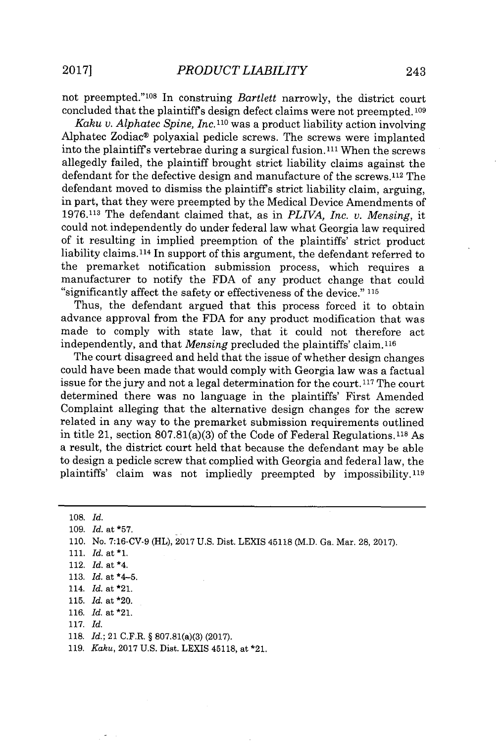not preempted."[108] In construing *Bartlett* narrowly, the district court concluded that the plaintiff's design defect claims were not preempted.[109]

*Kaku v. Alphatec Spine, Inc.*[110] was a product liability action involving Alphatec Zodiac® polyaxial pedicle screws. The screws were implanted into the plaintiff's vertebrae during a surgical fusion.[111] When the screws allegedly failed, the plaintiff brought strict liability claims against the defendant for the defective design and manufacture of the screws.[112] The defendant moved to dismiss the plaintiff's strict liability claim, arguing, in part, that they were preempted by the Medical Device Amendments of 1976.[113] The defendant claimed that, as in *PLIVA, Inc. v. Mensing*, it could not independently do under federal law what Georgia law required of it resulting in implied preemption of the plaintiffs' strict product liability claims.[114] In support of this argument, the defendant referred to the premarket notification submission process, which requires a manufacturer to notify the FDA of any product change that could "significantly affect the safety or effectiveness of the device." [115]

Thus, the defendant argued that this process forced it to obtain advance approval from the FDA for any product modification that was made to comply with state law, that it could not therefore act independently, and that *Mensing* precluded the plaintiffs' claim.[116]

The court disagreed and held that the issue of whether design changes could have been made that would comply with Georgia law was a factual issue for the jury and not a legal determination for the court.[117] The court determined there was no language in the plaintiffs' First Amended Complaint alleging that the alternative design changes for the screw related in any way to the premarket submission requirements outlined in title 21, section 807.81(a)(3) of the Code of Federal Regulations.[118] As a result, the district court held that because the defendant may be able to design a pedicle screw that complied with Georgia and federal law, the plaintiffs' claim was not impliedly preempted by impossibility.[119]

---

108. *Id.*
109. *Id.* at *57.
110. No. 7:16-CV-9 (HL), 2017 U.S. Dist. LEXIS 45118 (M.D. Ga. Mar. 28, 2017).
111. *Id.* at *1.
112. *Id.* at *4.
113. *Id.* at *4–5.
114. *Id.* at *21.
115. *Id.* at *20.
116. *Id.* at *21.
117. *Id.*
118. *Id.*; 21 C.F.R. § 807.81(a)(3) (2017).
119. *Kaku*, 2017 U.S. Dist. LEXIS 45118, at *21.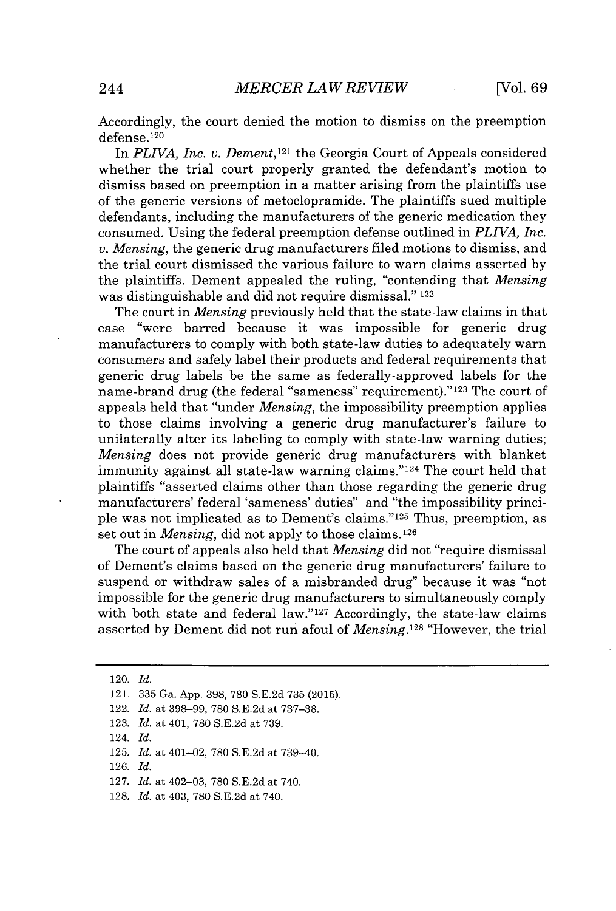Accordingly, the court denied the motion to dismiss on the preemption defense.[120]

In *PLIVA, Inc. v. Dement*,[121] the Georgia Court of Appeals considered whether the trial court properly granted the defendant's motion to dismiss based on preemption in a matter arising from the plaintiffs use of the generic versions of metoclopramide. The plaintiffs sued multiple defendants, including the manufacturers of the generic medication they consumed. Using the federal preemption defense outlined in *PLIVA, Inc. v. Mensing*, the generic drug manufacturers filed motions to dismiss, and the trial court dismissed the various failure to warn claims asserted by the plaintiffs. Dement appealed the ruling, "contending that *Mensing* was distinguishable and did not require dismissal." [122]

The court in *Mensing* previously held that the state-law claims in that case "were barred because it was impossible for generic drug manufacturers to comply with both state-law duties to adequately warn consumers and safely label their products and federal requirements that generic drug labels be the same as federally-approved labels for the name-brand drug (the federal "sameness" requirement)."[123] The court of appeals held that "under *Mensing*, the impossibility preemption applies to those claims involving a generic drug manufacturer's failure to unilaterally alter its labeling to comply with state-law warning duties; *Mensing* does not provide generic drug manufacturers with blanket immunity against all state-law warning claims."[124] The court held that plaintiffs "asserted claims other than those regarding the generic drug manufacturers' federal 'sameness' duties" and "the impossibility principle was not implicated as to Dement's claims."[125] Thus, preemption, as set out in *Mensing*, did not apply to those claims.[126]

The court of appeals also held that *Mensing* did not "require dismissal of Dement's claims based on the generic drug manufacturers' failure to suspend or withdraw sales of a misbranded drug" because it was "not impossible for the generic drug manufacturers to simultaneously comply with both state and federal law."[127] Accordingly, the state-law claims asserted by Dement did not run afoul of *Mensing*.[128] "However, the trial

---

120. *Id.*

121. 335 Ga. App. 398, 780 S.E.2d 735 (2015).

122. *Id.* at 398–99, 780 S.E.2d at 737–38.

123. *Id.* at 401, 780 S.E.2d at 739.

124. *Id.*

125. *Id.* at 401–02, 780 S.E.2d at 739–40.

126. *Id.*

127. *Id.* at 402–03, 780 S.E.2d at 740.

128. *Id.* at 403, 780 S.E.2d at 740.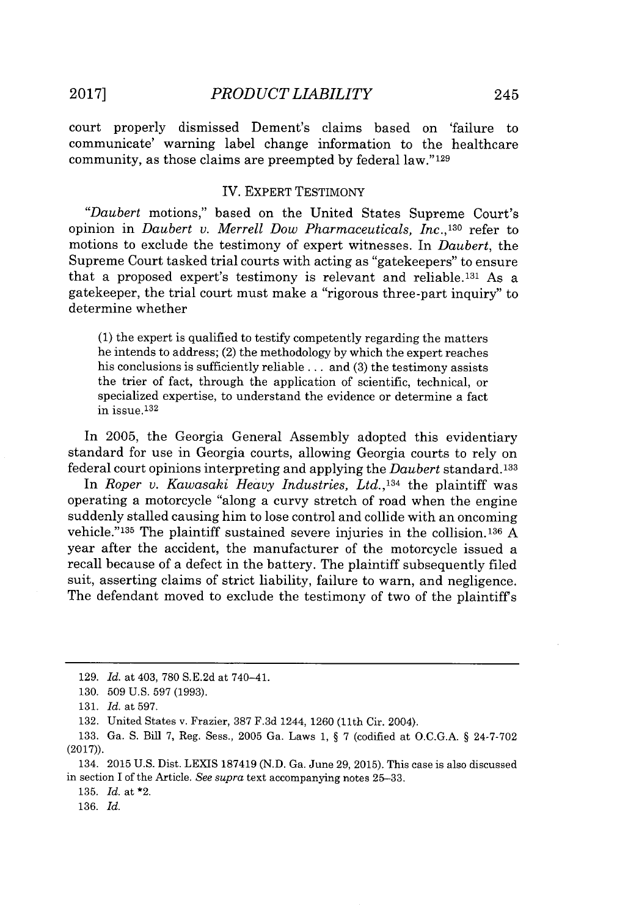court properly dismissed Dement's claims based on 'failure to communicate' warning label change information to the healthcare community, as those claims are preempted by federal law."[129]

## IV. EXPERT TESTIMONY

*"Daubert* motions," based on the United States Supreme Court's opinion in *Daubert v. Merrell Dow Pharmaceuticals, Inc.*,[130] refer to motions to exclude the testimony of expert witnesses. In *Daubert*, the Supreme Court tasked trial courts with acting as "gatekeepers" to ensure that a proposed expert's testimony is relevant and reliable.[131] As a gatekeeper, the trial court must make a "rigorous three-part inquiry" to determine whether

> (1) the expert is qualified to testify competently regarding the matters he intends to address; (2) the methodology by which the expert reaches his conclusions is sufficiently reliable . . . and (3) the testimony assists the trier of fact, through the application of scientific, technical, or specialized expertise, to understand the evidence or determine a fact in issue.[132]

In 2005, the Georgia General Assembly adopted this evidentiary standard for use in Georgia courts, allowing Georgia courts to rely on federal court opinions interpreting and applying the *Daubert* standard.[133]

In *Roper v. Kawasaki Heavy Industries, Ltd.*,[134] the plaintiff was operating a motorcycle "along a curvy stretch of road when the engine suddenly stalled causing him to lose control and collide with an oncoming vehicle."[135] The plaintiff sustained severe injuries in the collision.[136] A year after the accident, the manufacturer of the motorcycle issued a recall because of a defect in the battery. The plaintiff subsequently filed suit, asserting claims of strict liability, failure to warn, and negligence. The defendant moved to exclude the testimony of two of the plaintiff's

---

129. *Id.* at 403, 780 S.E.2d at 740–41.

130. 509 U.S. 597 (1993).

131. *Id.* at 597.

132. United States v. Frazier, 387 F.3d 1244, 1260 (11th Cir. 2004).

133. Ga. S. Bill 7, Reg. Sess., 2005 Ga. Laws 1, § 7 (codified at O.C.G.A. § 24-7-702 (2017)).

134. 2015 U.S. Dist. LEXIS 187419 (N.D. Ga. June 29, 2015). This case is also discussed in section I of the Article. *See supra* text accompanying notes 25–33.

135. *Id.* at *2.

136. *Id.*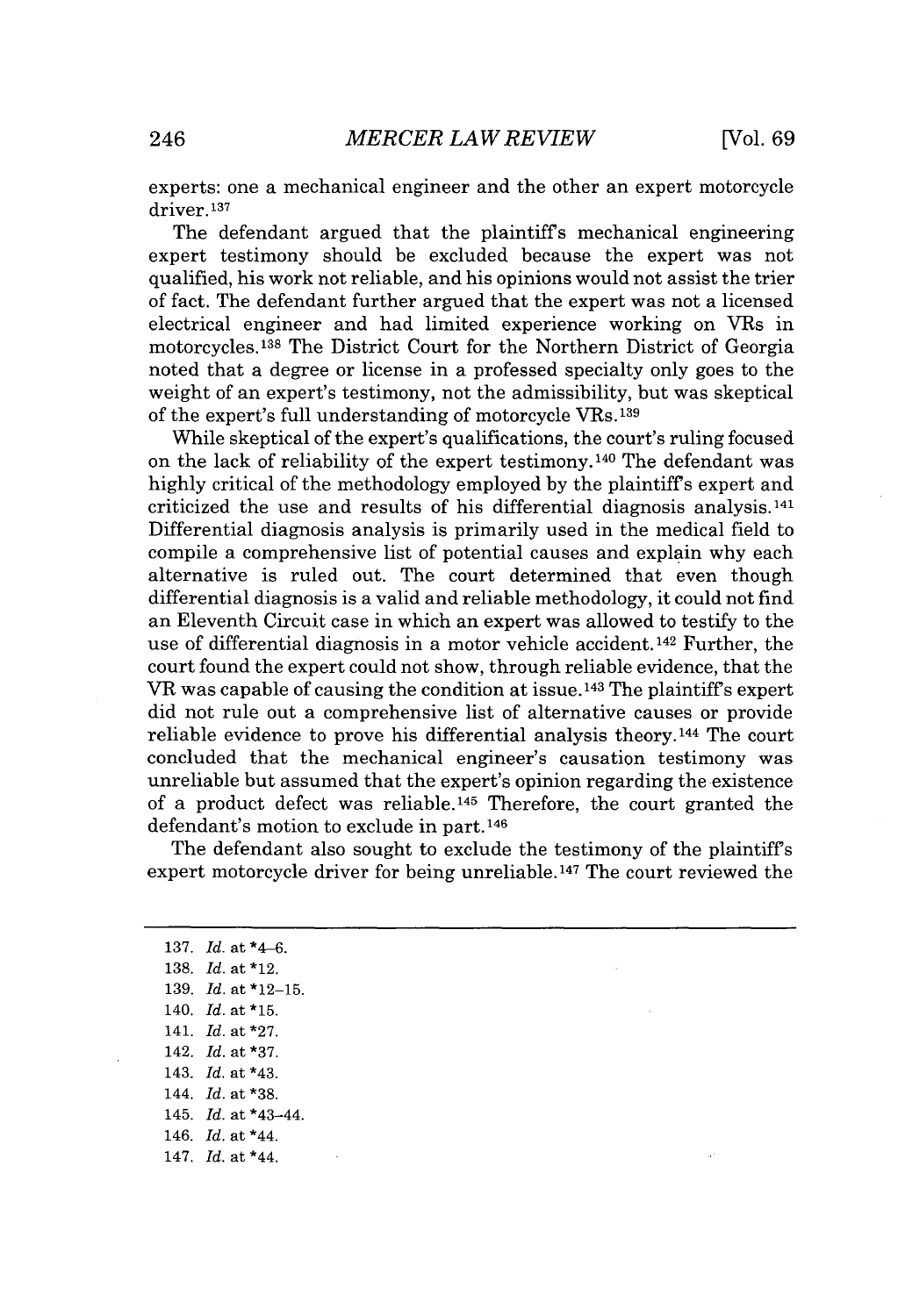experts: one a mechanical engineer and the other an expert motorcycle driver.[137]

The defendant argued that the plaintiff's mechanical engineering expert testimony should be excluded because the expert was not qualified, his work not reliable, and his opinions would not assist the trier of fact. The defendant further argued that the expert was not a licensed electrical engineer and had limited experience working on VRs in motorcycles.[138] The District Court for the Northern District of Georgia noted that a degree or license in a professed specialty only goes to the weight of an expert's testimony, not the admissibility, but was skeptical of the expert's full understanding of motorcycle VRs.[139]

While skeptical of the expert's qualifications, the court's ruling focused on the lack of reliability of the expert testimony.[140] The defendant was highly critical of the methodology employed by the plaintiff's expert and criticized the use and results of his differential diagnosis analysis.[141] Differential diagnosis analysis is primarily used in the medical field to compile a comprehensive list of potential causes and explain why each alternative is ruled out. The court determined that even though differential diagnosis is a valid and reliable methodology, it could not find an Eleventh Circuit case in which an expert was allowed to testify to the use of differential diagnosis in a motor vehicle accident.[142] Further, the court found the expert could not show, through reliable evidence, that the VR was capable of causing the condition at issue.[143] The plaintiff's expert did not rule out a comprehensive list of alternative causes or provide reliable evidence to prove his differential analysis theory.[144] The court concluded that the mechanical engineer's causation testimony was unreliable but assumed that the expert's opinion regarding the existence of a product defect was reliable.[145] Therefore, the court granted the defendant's motion to exclude in part.[146]

The defendant also sought to exclude the testimony of the plaintiff's expert motorcycle driver for being unreliable.[147] The court reviewed the

---

137. *Id.* at *4–6.
138. *Id.* at *12.
139. *Id.* at *12–15.
140. *Id.* at *15.
141. *Id.* at *27.
142. *Id.* at *37.
143. *Id.* at *43.
144. *Id.* at *38.
145. *Id.* at *43–44.
146. *Id.* at *44.
147. *Id.* at *44.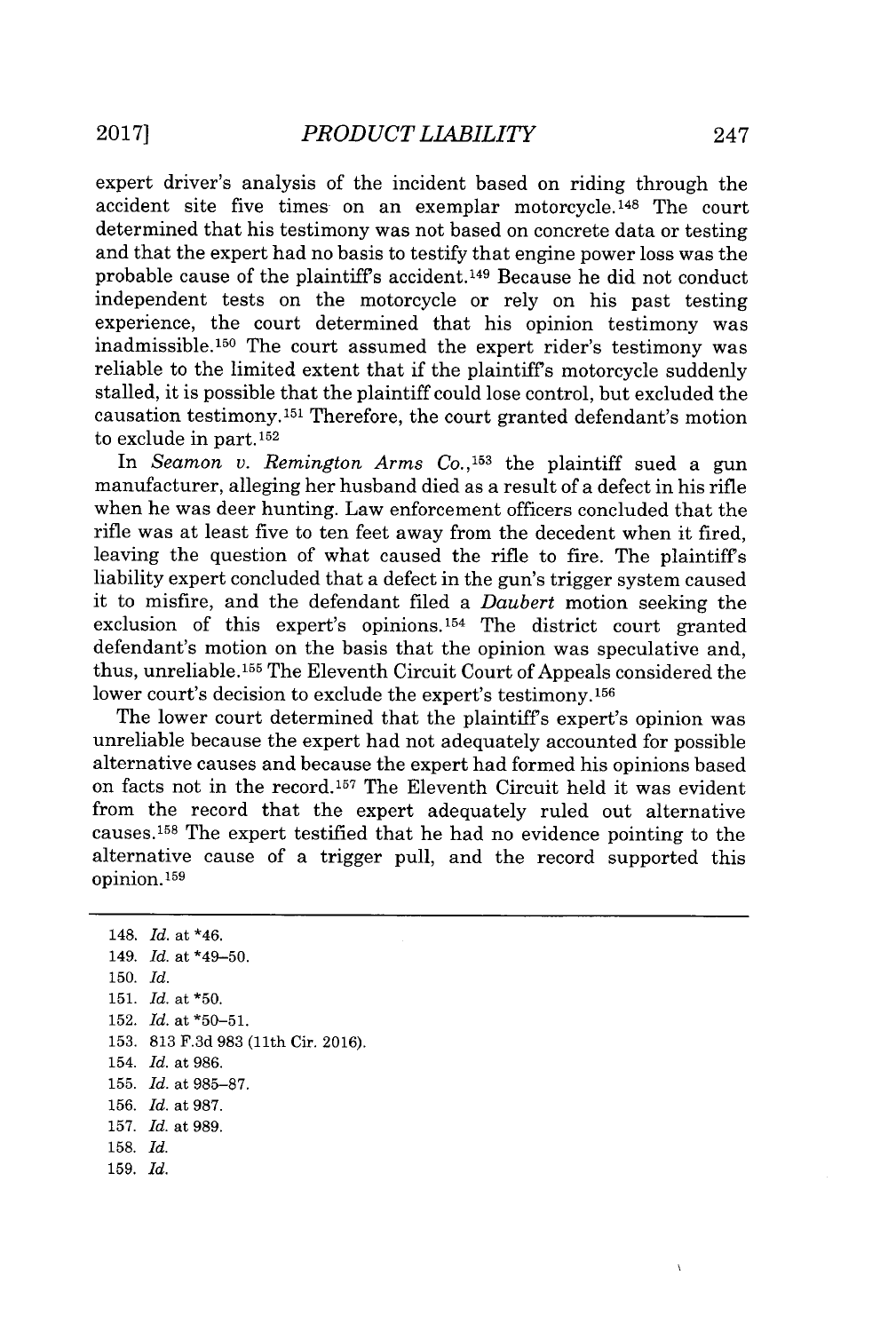expert driver's analysis of the incident based on riding through the accident site five times on an exemplar motorcycle.[148] The court determined that his testimony was not based on concrete data or testing and that the expert had no basis to testify that engine power loss was the probable cause of the plaintiff's accident.[149] Because he did not conduct independent tests on the motorcycle or rely on his past testing experience, the court determined that his opinion testimony was inadmissible.[150] The court assumed the expert rider's testimony was reliable to the limited extent that if the plaintiff's motorcycle suddenly stalled, it is possible that the plaintiff could lose control, but excluded the causation testimony.[151] Therefore, the court granted defendant's motion to exclude in part.[152]

In *Seamon v. Remington Arms Co.*,[153] the plaintiff sued a gun manufacturer, alleging her husband died as a result of a defect in his rifle when he was deer hunting. Law enforcement officers concluded that the rifle was at least five to ten feet away from the decedent when it fired, leaving the question of what caused the rifle to fire. The plaintiff's liability expert concluded that a defect in the gun's trigger system caused it to misfire, and the defendant filed a *Daubert* motion seeking the exclusion of this expert's opinions.[154] The district court granted defendant's motion on the basis that the opinion was speculative and, thus, unreliable.[155] The Eleventh Circuit Court of Appeals considered the lower court's decision to exclude the expert's testimony.[156]

The lower court determined that the plaintiff's expert's opinion was unreliable because the expert had not adequately accounted for possible alternative causes and because the expert had formed his opinions based on facts not in the record.[157] The Eleventh Circuit held it was evident from the record that the expert adequately ruled out alternative causes.[158] The expert testified that he had no evidence pointing to the alternative cause of a trigger pull, and the record supported this opinion.[159]

---

148. *Id.* at *46.
149. *Id.* at *49–50.
150. *Id.*
151. *Id.* at *50.
152. *Id.* at *50–51.
153. 813 F.3d 983 (11th Cir. 2016).
154. *Id.* at 986.
155. *Id.* at 985–87.
156. *Id.* at 987.
157. *Id.* at 989.
158. *Id.*
159. *Id.*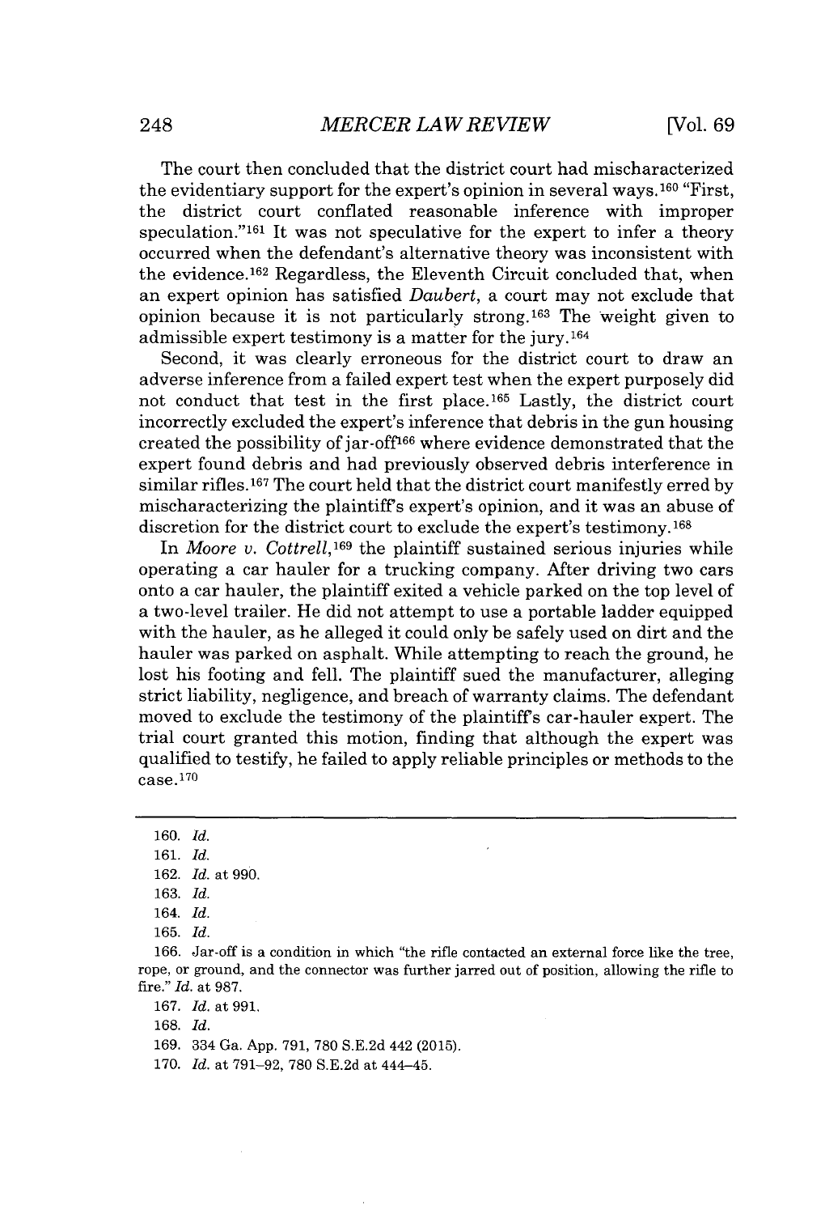The court then concluded that the district court had mischaracterized the evidentiary support for the expert's opinion in several ways.[160] "First, the district court conflated reasonable inference with improper speculation."[161] It was not speculative for the expert to infer a theory occurred when the defendant's alternative theory was inconsistent with the evidence.[162] Regardless, the Eleventh Circuit concluded that, when an expert opinion has satisfied *Daubert*, a court may not exclude that opinion because it is not particularly strong.[163] The weight given to admissible expert testimony is a matter for the jury.[164]

Second, it was clearly erroneous for the district court to draw an adverse inference from a failed expert test when the expert purposely did not conduct that test in the first place.[165] Lastly, the district court incorrectly excluded the expert's inference that debris in the gun housing created the possibility of jar-off[166] where evidence demonstrated that the expert found debris and had previously observed debris interference in similar rifles.[167] The court held that the district court manifestly erred by mischaracterizing the plaintiff's expert's opinion, and it was an abuse of discretion for the district court to exclude the expert's testimony.[168]

In *Moore v. Cottrell*,[169] the plaintiff sustained serious injuries while operating a car hauler for a trucking company. After driving two cars onto a car hauler, the plaintiff exited a vehicle parked on the top level of a two-level trailer. He did not attempt to use a portable ladder equipped with the hauler, as he alleged it could only be safely used on dirt and the hauler was parked on asphalt. While attempting to reach the ground, he lost his footing and fell. The plaintiff sued the manufacturer, alleging strict liability, negligence, and breach of warranty claims. The defendant moved to exclude the testimony of the plaintiff's car-hauler expert. The trial court granted this motion, finding that although the expert was qualified to testify, he failed to apply reliable principles or methods to the case.[170]

---

160. *Id.*

161. *Id.*

162. *Id.* at 990.

163. *Id.*

164. *Id.*

165. *Id.*

166. Jar-off is a condition in which "the rifle contacted an external force like the tree, rope, or ground, and the connector was further jarred out of position, allowing the rifle to fire." *Id.* at 987.

167. *Id.* at 991.

168. *Id.*

169. 334 Ga. App. 791, 780 S.E.2d 442 (2015).

170. *Id.* at 791–92, 780 S.E.2d at 444–45.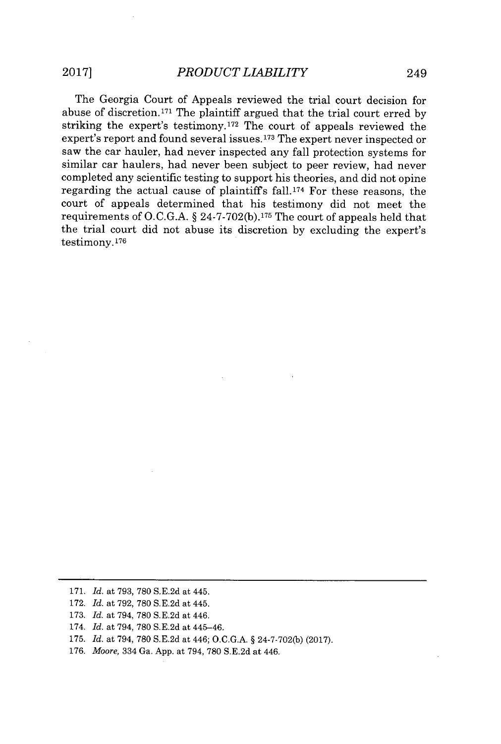The Georgia Court of Appeals reviewed the trial court decision for abuse of discretion.[171] The plaintiff argued that the trial court erred by striking the expert's testimony.[172] The court of appeals reviewed the expert's report and found several issues.[173] The expert never inspected or saw the car hauler, had never inspected any fall protection systems for similar car haulers, had never been subject to peer review, had never completed any scientific testing to support his theories, and did not opine regarding the actual cause of plaintiff's fall.[174] For these reasons, the court of appeals determined that his testimony did not meet the requirements of O.C.G.A. § 24-7-702(b).[175] The court of appeals held that the trial court did not abuse its discretion by excluding the expert's testimony.[176]

---

171. *Id.* at 793, 780 S.E.2d at 445.

172. *Id.* at 792, 780 S.E.2d at 445.

173. *Id.* at 794, 780 S.E.2d at 446.

174. *Id.* at 794, 780 S.E.2d at 445–46.

175. *Id.* at 794, 780 S.E.2d at 446; O.C.G.A. § 24-7-702(b) (2017).

176. *Moore*, 334 Ga. App. at 794, 780 S.E.2d at 446.